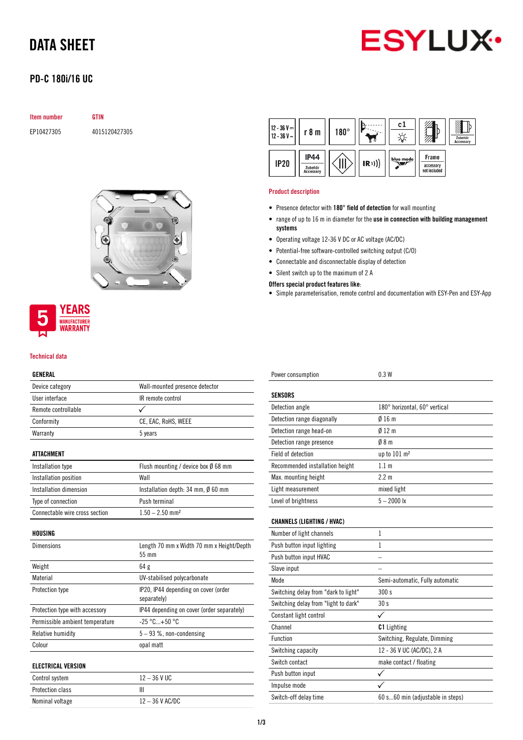# DATA SHEET

## PD-C 180i/16 UC

| Item number | GTIN |
|---|---|
| EP10427305 | 4015120427305 |

5 YEARS MANUFACTURER WARRANTY

### Product description

- Presence detector with **180° field of detection** for wall mounting
- range of up to 16 m in diameter for the **use in connection with building management systems**
- Operating voltage 12-36 V DC or AC voltage (AC/DC)
- Potential-free software-controlled switching output (C/O)
- Connectable and disconnectable display of detection
- Silent switch up to the maximum of 2 A

**Offers special product features like:**

- Simple parameterisation, remote control and documentation with ESY-Pen and ESY-App

### Technical data

| GENERAL | |
|---|---|
| Device category | Wall-mounted presence detector |
| User interface | IR remote control |
| Remote controllable | ✓ |
| Conformity | CE, EAC, RoHS, WEEE |
| Warranty | 5 years |

| ATTACHMENT | |
|---|---|
| Installation type | Flush mounting / device box Ø 68 mm |
| Installation position | Wall |
| Installation dimension | Installation depth: 34 mm, Ø 60 mm |
| Type of connection | Push terminal |
| Connectable wire cross section | 1.50 – 2.50 mm² |

| HOUSING | |
|---|---|
| Dimensions | Length 70 mm x Width 70 mm x Height/Depth 55 mm |
| Weight | 64 g |
| Material | UV-stabilised polycarbonate |
| Protection type | IP20, IP44 depending on cover (order separately) |
| Protection type with accessory | IP44 depending on cover (order separately) |
| Permissible ambient temperature | -25 °C...+50 °C |
| Relative humidity | 5 – 93 %, non-condensing |
| Colour | opal matt |

| ELECTRICAL VERSION | |
|---|---|
| Control system | 12 – 36 V UC |
| Protection class | III |
| Nominal voltage | 12 – 36 V AC/DC |
| Power consumption | 0.3 W |

| SENSORS | |
|---|---|
| Detection angle | 180° horizontal, 60° vertical |
| Detection range diagonally | Ø 16 m |
| Detection range head-on | Ø 12 m |
| Detection range presence | Ø 8 m |
| Field of detection | up to 101 m² |
| Recommended installation height | 1.1 m |
| Max. mounting height | 2.2 m |
| Light measurement | mixed light |
| Level of brightness | 5 – 2000 lx |

| CHANNELS (LIGHTING / HVAC) | |
|---|---|
| Number of light channels | 1 |
| Push button input lighting | 1 |
| Push button input HVAC | – |
| Slave input | – |
| Mode | Semi-automatic, Fully automatic |
| Switching delay from "dark to light" | 300 s |
| Switching delay from "light to dark" | 30 s |
| Constant light control | ✓ |
| Channel | **C1** Lighting |
| Function | Switching, Regulate, Dimming |
| Switching capacity | 12 - 36 V UC (AC/DC), 2 A |
| Switch contact | make contact / floating |
| Push button input | ✓ |
| Impulse mode | ✓ |
| Switch-off delay time | 60 s...60 min (adjustable in steps) |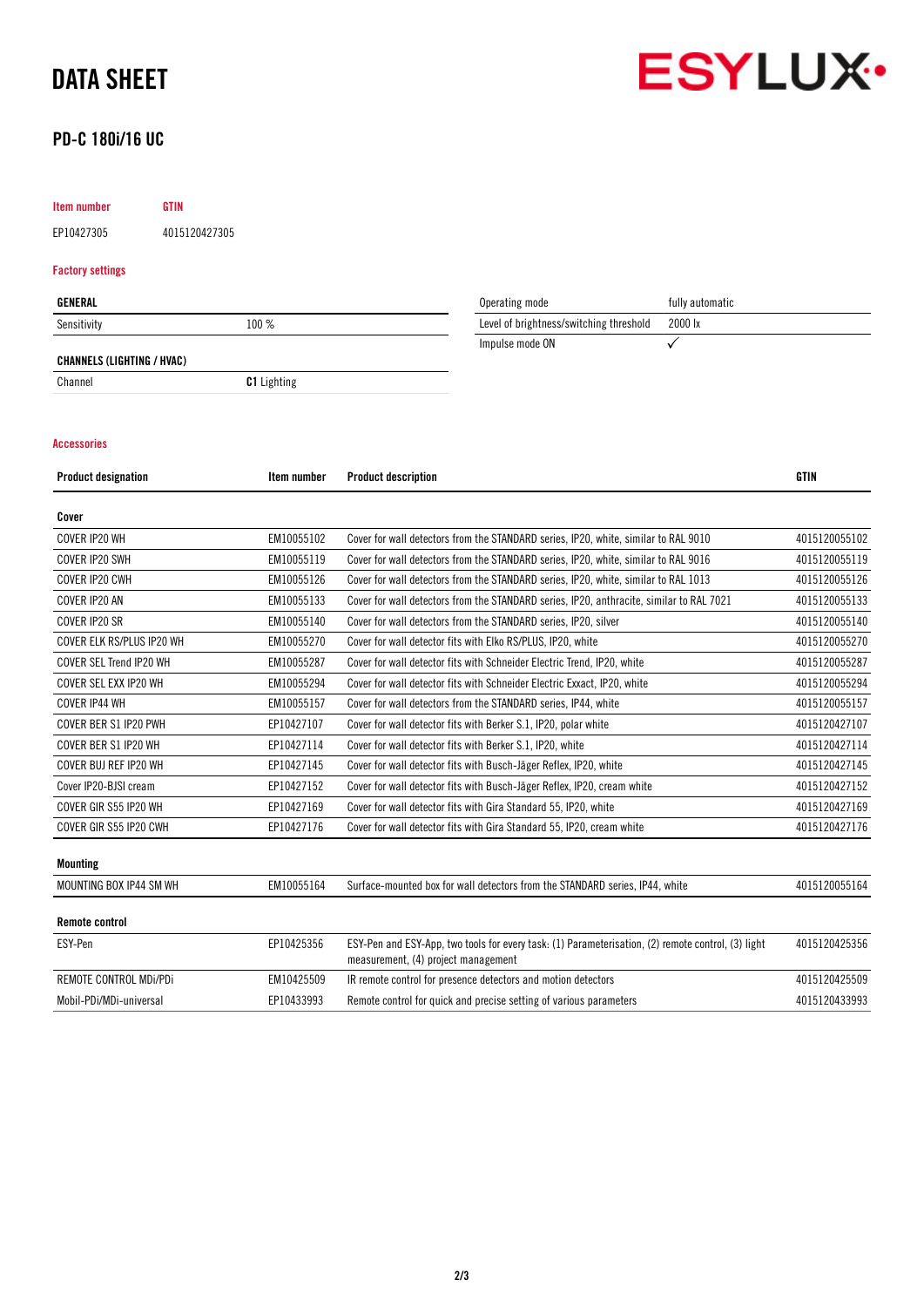# DATA SHEET

## PD-C 180i/16 UC

| Item number | GTIN |
|---|---|
| EP10427305 | 4015120427305 |

### Factory settings

| GENERAL | |
|---|---|
| Sensitivity | 100 % |

| CHANNELS (LIGHTING / HVAC) | |
|---|---|
| Channel | **C1** Lighting |

| | |
|---|---|
| Operating mode | fully automatic |
| Level of brightness/switching threshold | 2000 lx |
| Impulse mode ON | ✓ |

### Accessories

| Product designation | Item number | Product description | GTIN |
|---|---|---|---|
| **Cover** | | | |
| COVER IP20 WH | EM10055102 | Cover for wall detectors from the STANDARD series, IP20, white, similar to RAL 9010 | 4015120055102 |
| COVER IP20 SWH | EM10055119 | Cover for wall detectors from the STANDARD series, IP20, white, similar to RAL 9016 | 4015120055119 |
| COVER IP20 CWH | EM10055126 | Cover for wall detectors from the STANDARD series, IP20, white, similar to RAL 1013 | 4015120055126 |
| COVER IP20 AN | EM10055133 | Cover for wall detectors from the STANDARD series, IP20, anthracite, similar to RAL 7021 | 4015120055133 |
| COVER IP20 SR | EM10055140 | Cover for wall detectors from the STANDARD series, IP20, silver | 4015120055140 |
| COVER ELK RS/PLUS IP20 WH | EM10055270 | Cover for wall detector fits with Elko RS/PLUS, IP20, white | 4015120055270 |
| COVER SEL Trend IP20 WH | EM10055287 | Cover for wall detector fits with Schneider Electric Trend, IP20, white | 4015120055287 |
| COVER SEL EXX IP20 WH | EM10055294 | Cover for wall detector fits with Schneider Electric Exxact, IP20, white | 4015120055294 |
| COVER IP44 WH | EM10055157 | Cover for wall detectors from the STANDARD series, IP44, white | 4015120055157 |
| COVER BER S1 IP20 PWH | EP10427107 | Cover for wall detector fits with Berker S.1, IP20, polar white | 4015120427107 |
| COVER BER S1 IP20 WH | EP10427114 | Cover for wall detector fits with Berker S.1, IP20, white | 4015120427114 |
| COVER BUJ REF IP20 WH | EP10427145 | Cover for wall detector fits with Busch-Jäger Reflex, IP20, white | 4015120427145 |
| Cover IP20-BJSI cream | EP10427152 | Cover for wall detector fits with Busch-Jäger Reflex, IP20, cream white | 4015120427152 |
| COVER GIR S55 IP20 WH | EP10427169 | Cover for wall detector fits with Gira Standard 55, IP20, white | 4015120427169 |
| COVER GIR S55 IP20 CWH | EP10427176 | Cover for wall detector fits with Gira Standard 55, IP20, cream white | 4015120427176 |
| **Mounting** | | | |
| MOUNTING BOX IP44 SM WH | EM10055164 | Surface-mounted box for wall detectors from the STANDARD series, IP44, white | 4015120055164 |
| **Remote control** | | | |
| ESY-Pen | EP10425356 | ESY-Pen and ESY-App, two tools for every task: (1) Parameterisation, (2) remote control, (3) light measurement, (4) project management | 4015120425356 |
| REMOTE CONTROL MDi/PDi | EM10425509 | IR remote control for presence detectors and motion detectors | 4015120425509 |
| Mobil-PDi/MDi-universal | EP10433993 | Remote control for quick and precise setting of various parameters | 4015120433993 |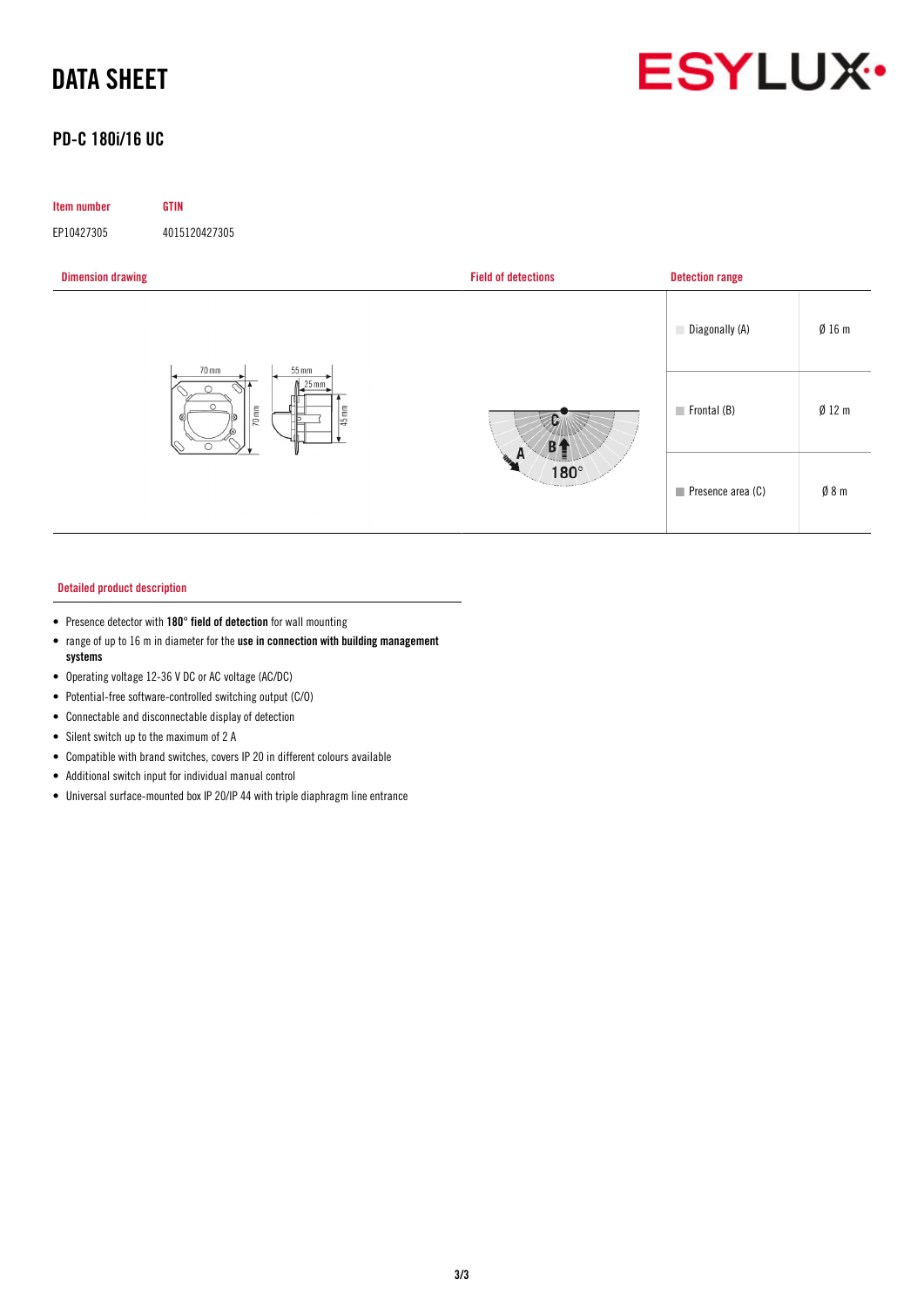# DATA SHEET

## PD-C 180i/16 UC

| Item number | GTIN |
|---|---|
| EP10427305 | 4015120427305 |

**Dimension drawing**

70 mm
70 mm
55 mm
25 mm
45 mm

**Field of detections**

C
B
A
180°

**Detection range**

| | |
|---|---|
| Diagonally (A) | Ø 16 m |
| Frontal (B) | Ø 12 m |
| Presence area (C) | Ø 8 m |

### Detailed product description

- Presence detector with **180° field of detection** for wall mounting
- range of up to 16 m in diameter for the **use in connection with building management systems**
- Operating voltage 12-36 V DC or AC voltage (AC/DC)
- Potential-free software-controlled switching output (C/O)
- Connectable and disconnectable display of detection
- Silent switch up to the maximum of 2 A
- Compatible with brand switches, covers IP 20 in different colours available
- Additional switch input for individual manual control
- Universal surface-mounted box IP 20/IP 44 with triple diaphragm line entrance